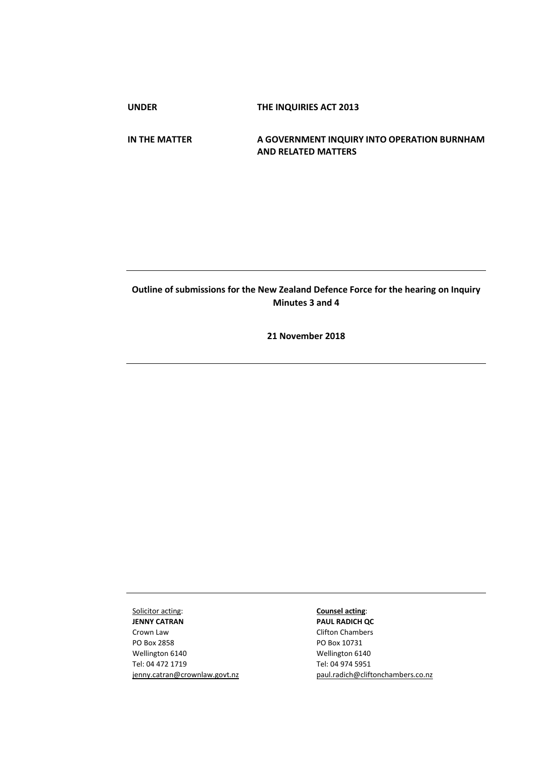**UNDER** **THE INQUIRIES ACT 2013**

**IN THE MATTER** **A GOVERNMENT INQUIRY INTO OPERATION BURNHAM AND RELATED MATTERS**

---

**Outline of submissions for the New Zealand Defence Force for the hearing on Inquiry Minutes 3 and 4**

**21 November 2018**

---

---

| Solicitor acting: | **Counsel acting**: |
| --- | --- |
| **JENNY CATRAN** | **PAUL RADICH QC** |
| Crown Law | Clifton Chambers |
| PO Box 2858 | PO Box 10731 |
| Wellington 6140 | Wellington 6140 |
| Tel: 04 472 1719 | Tel: 04 974 5951 |
| jenny.catran@crownlaw.govt.nz | paul.radich@cliftonchambers.co.nz |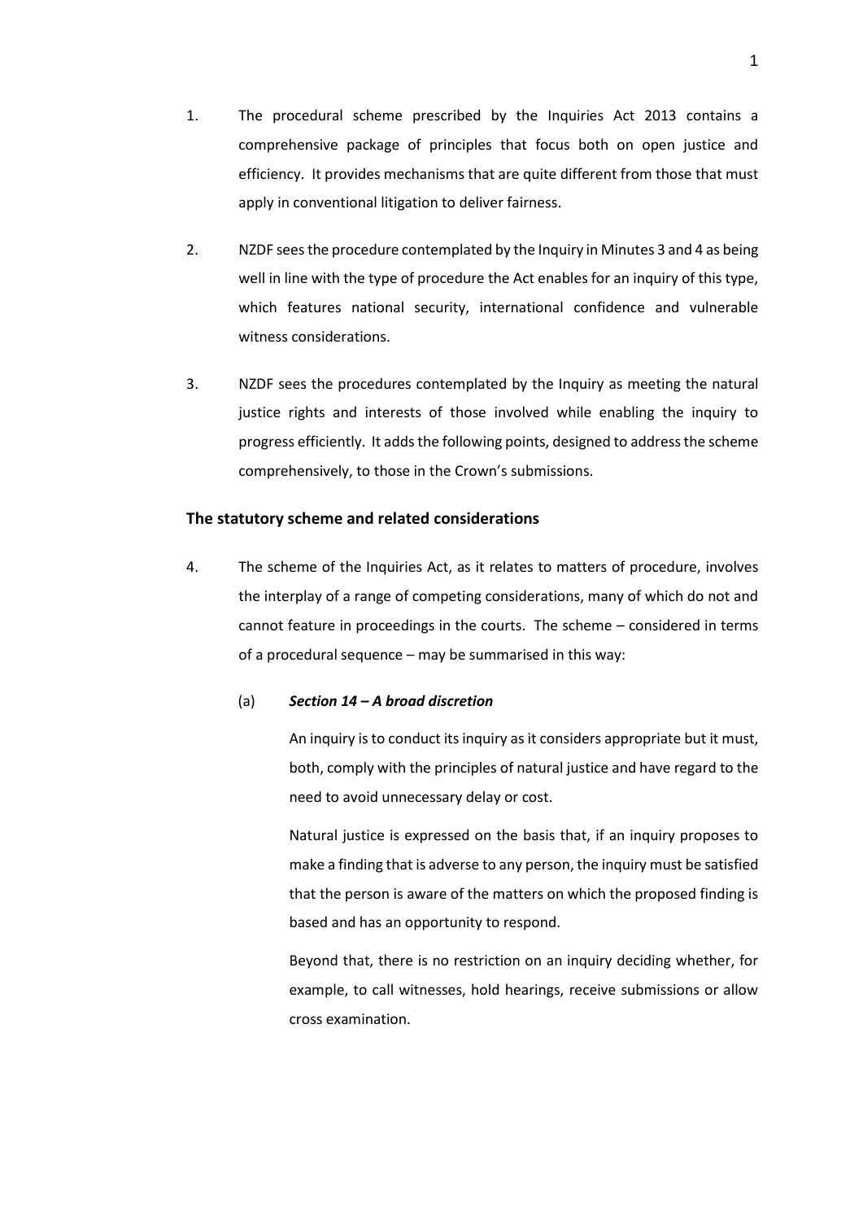1. The procedural scheme prescribed by the Inquiries Act 2013 contains a comprehensive package of principles that focus both on open justice and efficiency. It provides mechanisms that are quite different from those that must apply in conventional litigation to deliver fairness.

2. NZDF sees the procedure contemplated by the Inquiry in Minutes 3 and 4 as being well in line with the type of procedure the Act enables for an inquiry of this type, which features national security, international confidence and vulnerable witness considerations.

3. NZDF sees the procedures contemplated by the Inquiry as meeting the natural justice rights and interests of those involved while enabling the inquiry to progress efficiently. It adds the following points, designed to address the scheme comprehensively, to those in the Crown's submissions.

## The statutory scheme and related considerations

4. The scheme of the Inquiries Act, as it relates to matters of procedure, involves the interplay of a range of competing considerations, many of which do not and cannot feature in proceedings in the courts. The scheme – considered in terms of a procedural sequence – may be summarised in this way:

   (a) ***Section 14 – A broad discretion***

   An inquiry is to conduct its inquiry as it considers appropriate but it must, both, comply with the principles of natural justice and have regard to the need to avoid unnecessary delay or cost.

   Natural justice is expressed on the basis that, if an inquiry proposes to make a finding that is adverse to any person, the inquiry must be satisfied that the person is aware of the matters on which the proposed finding is based and has an opportunity to respond.

   Beyond that, there is no restriction on an inquiry deciding whether, for example, to call witnesses, hold hearings, receive submissions or allow cross examination.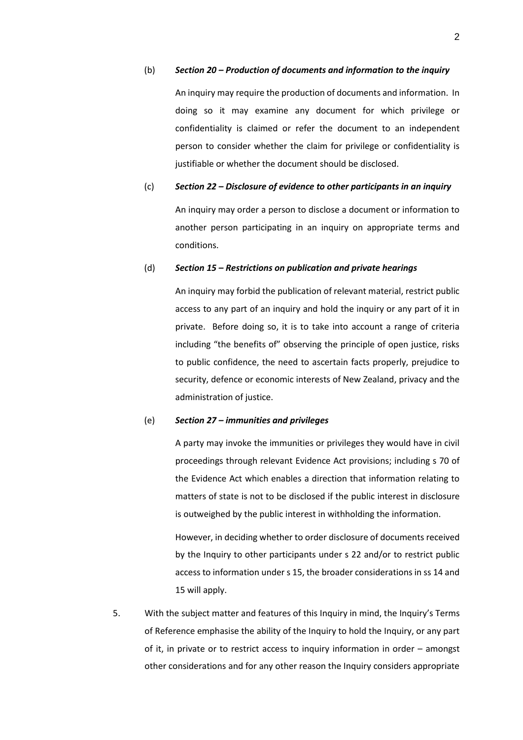(b) ***Section 20 – Production of documents and information to the inquiry***

An inquiry may require the production of documents and information. In doing so it may examine any document for which privilege or confidentiality is claimed or refer the document to an independent person to consider whether the claim for privilege or confidentiality is justifiable or whether the document should be disclosed.

(c) ***Section 22 – Disclosure of evidence to other participants in an inquiry***

An inquiry may order a person to disclose a document or information to another person participating in an inquiry on appropriate terms and conditions.

(d) ***Section 15 – Restrictions on publication and private hearings***

An inquiry may forbid the publication of relevant material, restrict public access to any part of an inquiry and hold the inquiry or any part of it in private. Before doing so, it is to take into account a range of criteria including "the benefits of" observing the principle of open justice, risks to public confidence, the need to ascertain facts properly, prejudice to security, defence or economic interests of New Zealand, privacy and the administration of justice.

(e) ***Section 27 – immunities and privileges***

A party may invoke the immunities or privileges they would have in civil proceedings through relevant Evidence Act provisions; including s 70 of the Evidence Act which enables a direction that information relating to matters of state is not to be disclosed if the public interest in disclosure is outweighed by the public interest in withholding the information.

However, in deciding whether to order disclosure of documents received by the Inquiry to other participants under s 22 and/or to restrict public access to information under s 15, the broader considerations in ss 14 and 15 will apply.

5. With the subject matter and features of this Inquiry in mind, the Inquiry's Terms of Reference emphasise the ability of the Inquiry to hold the Inquiry, or any part of it, in private or to restrict access to inquiry information in order – amongst other considerations and for any other reason the Inquiry considers appropriate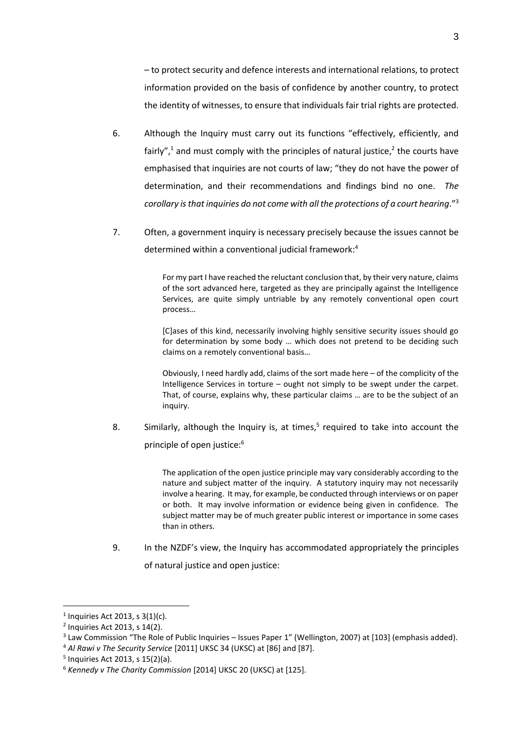– to protect security and defence interests and international relations, to protect information provided on the basis of confidence by another country, to protect the identity of witnesses, to ensure that individuals fair trial rights are protected.

6. Although the Inquiry must carry out its functions "effectively, efficiently, and fairly",[1] and must comply with the principles of natural justice,[2] the courts have emphasised that inquiries are not courts of law; "they do not have the power of determination, and their recommendations and findings bind no one. *The corollary is that inquiries do not come with all the protections of a court hearing*."[3]

7. Often, a government inquiry is necessary precisely because the issues cannot be determined within a conventional judicial framework:[4]

> For my part I have reached the reluctant conclusion that, by their very nature, claims of the sort advanced here, targeted as they are principally against the Intelligence Services, are quite simply untriable by any remotely conventional open court process…
>
> [C]ases of this kind, necessarily involving highly sensitive security issues should go for determination by some body … which does not pretend to be deciding such claims on a remotely conventional basis…
>
> Obviously, I need hardly add, claims of the sort made here – of the complicity of the Intelligence Services in torture – ought not simply to be swept under the carpet. That, of course, explains why, these particular claims … are to be the subject of an inquiry.

8. Similarly, although the Inquiry is, at times,[5] required to take into account the principle of open justice:[6]

> The application of the open justice principle may vary considerably according to the nature and subject matter of the inquiry. A statutory inquiry may not necessarily involve a hearing. It may, for example, be conducted through interviews or on paper or both. It may involve information or evidence being given in confidence. The subject matter may be of much greater public interest or importance in some cases than in others.

9. In the NZDF's view, the Inquiry has accommodated appropriately the principles of natural justice and open justice:

---

[1] Inquiries Act 2013, s 3(1)(c).

[2] Inquiries Act 2013, s 14(2).

[3] Law Commission "The Role of Public Inquiries – Issues Paper 1" (Wellington, 2007) at [103] (emphasis added).

[4] *Al Rawi v The Security Service* [2011] UKSC 34 (UKSC) at [86] and [87].

[5] Inquiries Act 2013, s 15(2)(a).

[6] *Kennedy v The Charity Commission* [2014] UKSC 20 (UKSC) at [125].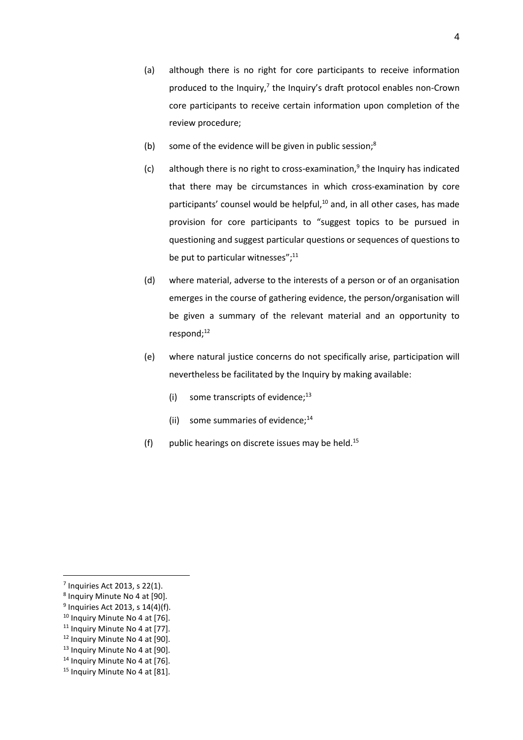(a) although there is no right for core participants to receive information produced to the Inquiry,[7] the Inquiry's draft protocol enables non-Crown core participants to receive certain information upon completion of the review procedure;

(b) some of the evidence will be given in public session;[8]

(c) although there is no right to cross-examination,[9] the Inquiry has indicated that there may be circumstances in which cross-examination by core participants' counsel would be helpful,[10] and, in all other cases, has made provision for core participants to "suggest topics to be pursued in questioning and suggest particular questions or sequences of questions to be put to particular witnesses";[11]

(d) where material, adverse to the interests of a person or of an organisation emerges in the course of gathering evidence, the person/organisation will be given a summary of the relevant material and an opportunity to respond;[12]

(e) where natural justice concerns do not specifically arise, participation will nevertheless be facilitated by the Inquiry by making available:

    (i) some transcripts of evidence;[13]

    (ii) some summaries of evidence;[14]

(f) public hearings on discrete issues may be held.[15]

---

[7] Inquiries Act 2013, s 22(1).

[8] Inquiry Minute No 4 at [90].

[9] Inquiries Act 2013, s 14(4)(f).

[10] Inquiry Minute No 4 at [76].

[11] Inquiry Minute No 4 at [77].

[12] Inquiry Minute No 4 at [90].

[13] Inquiry Minute No 4 at [90].

[14] Inquiry Minute No 4 at [76].

[15] Inquiry Minute No 4 at [81].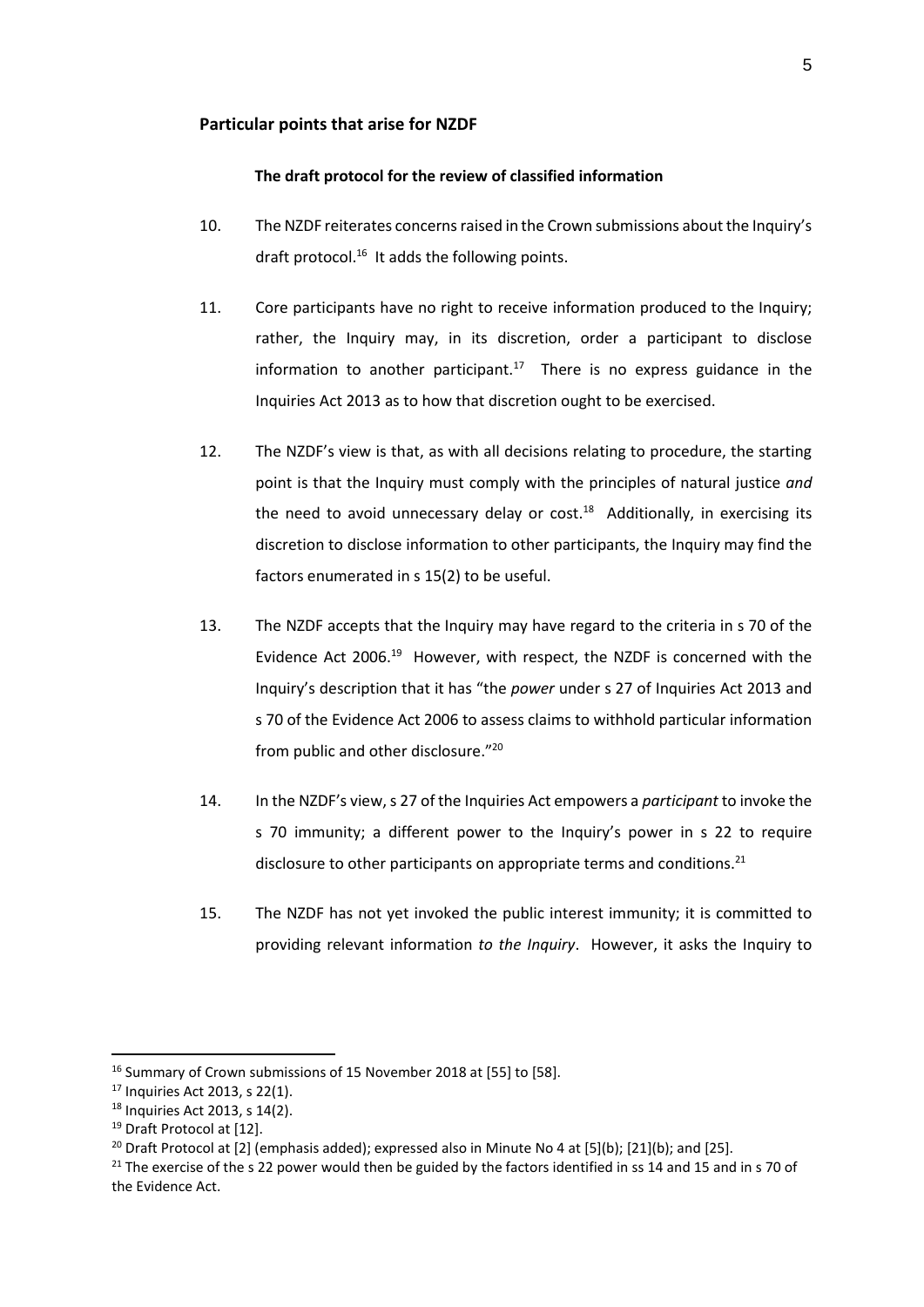## Particular points that arise for NZDF

### The draft protocol for the review of classified information

10. The NZDF reiterates concerns raised in the Crown submissions about the Inquiry's draft protocol.[16] It adds the following points.

11. Core participants have no right to receive information produced to the Inquiry; rather, the Inquiry may, in its discretion, order a participant to disclose information to another participant.[17] There is no express guidance in the Inquiries Act 2013 as to how that discretion ought to be exercised.

12. The NZDF's view is that, as with all decisions relating to procedure, the starting point is that the Inquiry must comply with the principles of natural justice *and* the need to avoid unnecessary delay or cost.[18] Additionally, in exercising its discretion to disclose information to other participants, the Inquiry may find the factors enumerated in s 15(2) to be useful.

13. The NZDF accepts that the Inquiry may have regard to the criteria in s 70 of the Evidence Act 2006.[19] However, with respect, the NZDF is concerned with the Inquiry's description that it has "the *power* under s 27 of Inquiries Act 2013 and s 70 of the Evidence Act 2006 to assess claims to withhold particular information from public and other disclosure."[20]

14. In the NZDF's view, s 27 of the Inquiries Act empowers a *participant* to invoke the s 70 immunity; a different power to the Inquiry's power in s 22 to require disclosure to other participants on appropriate terms and conditions.[21]

15. The NZDF has not yet invoked the public interest immunity; it is committed to providing relevant information *to the Inquiry*. However, it asks the Inquiry to

---

[16] Summary of Crown submissions of 15 November 2018 at [55] to [58].

[17] Inquiries Act 2013, s 22(1).

[18] Inquiries Act 2013, s 14(2).

[19] Draft Protocol at [12].

[20] Draft Protocol at [2] (emphasis added); expressed also in Minute No 4 at [5](b); [21](b); and [25].

[21] The exercise of the s 22 power would then be guided by the factors identified in ss 14 and 15 and in s 70 of the Evidence Act.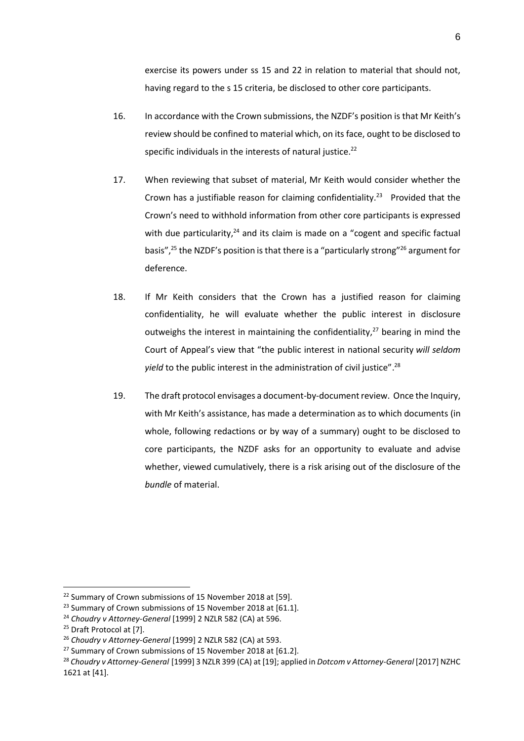exercise its powers under ss 15 and 22 in relation to material that should not, having regard to the s 15 criteria, be disclosed to other core participants.

16. In accordance with the Crown submissions, the NZDF's position is that Mr Keith's review should be confined to material which, on its face, ought to be disclosed to specific individuals in the interests of natural justice.[22]

17. When reviewing that subset of material, Mr Keith would consider whether the Crown has a justifiable reason for claiming confidentiality.[23] Provided that the Crown's need to withhold information from other core participants is expressed with due particularity,[24] and its claim is made on a "cogent and specific factual basis",[25] the NZDF's position is that there is a "particularly strong"[26] argument for deference.

18. If Mr Keith considers that the Crown has a justified reason for claiming confidentiality, he will evaluate whether the public interest in disclosure outweighs the interest in maintaining the confidentiality,[27] bearing in mind the Court of Appeal's view that "the public interest in national security *will seldom yield* to the public interest in the administration of civil justice".[28]

19. The draft protocol envisages a document-by-document review. Once the Inquiry, with Mr Keith's assistance, has made a determination as to which documents (in whole, following redactions or by way of a summary) ought to be disclosed to core participants, the NZDF asks for an opportunity to evaluate and advise whether, viewed cumulatively, there is a risk arising out of the disclosure of the *bundle* of material.

---

[22] Summary of Crown submissions of 15 November 2018 at [59].

[23] Summary of Crown submissions of 15 November 2018 at [61.1].

[24] *Choudry v Attorney-General* [1999] 2 NZLR 582 (CA) at 596.

[25] Draft Protocol at [7].

[26] *Choudry v Attorney-General* [1999] 2 NZLR 582 (CA) at 593.

[27] Summary of Crown submissions of 15 November 2018 at [61.2].

[28] *Choudry v Attorney-General* [1999] 3 NZLR 399 (CA) at [19]; applied in *Dotcom v Attorney-General* [2017] NZHC 1621 at [41].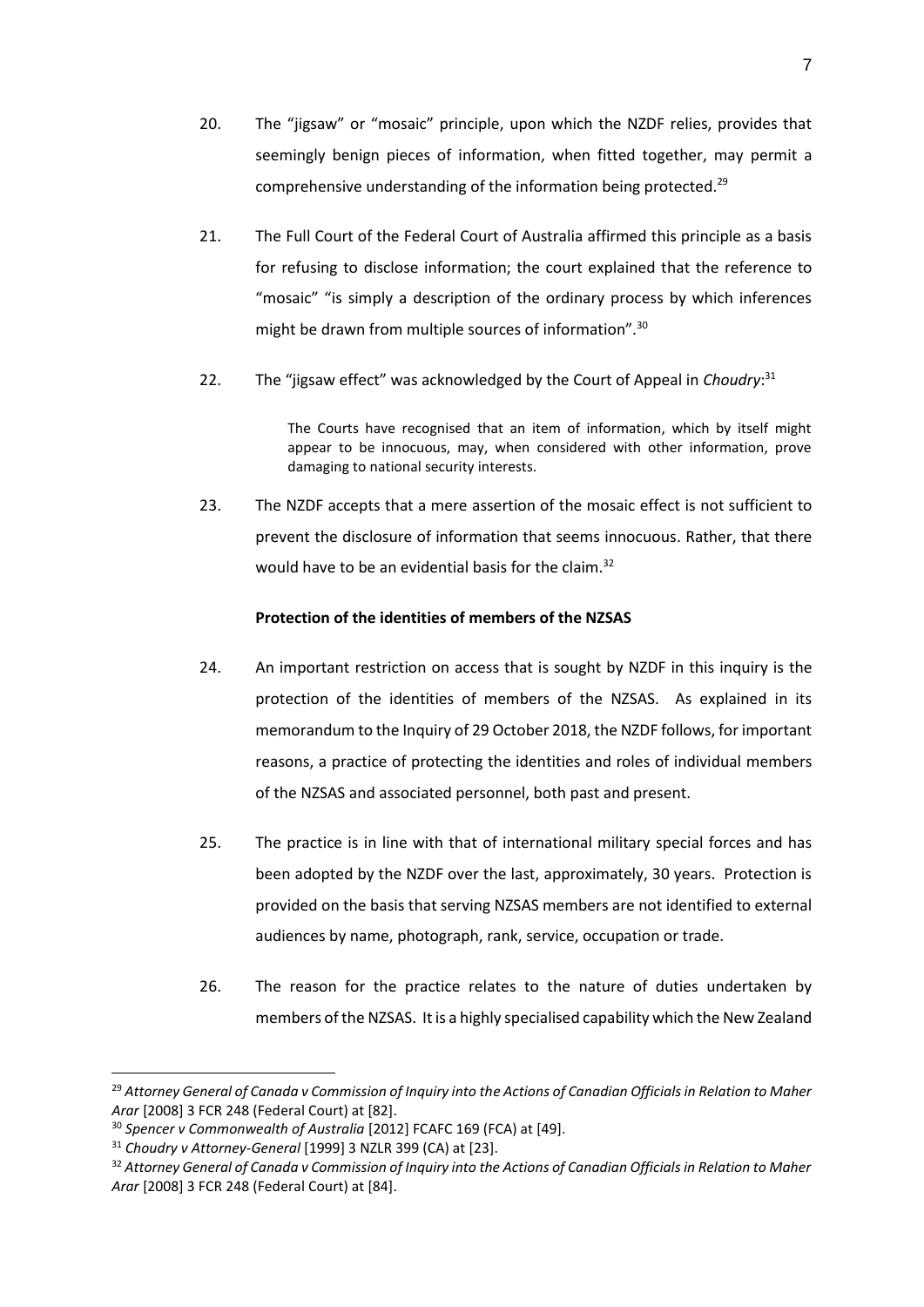20. The "jigsaw" or "mosaic" principle, upon which the NZDF relies, provides that seemingly benign pieces of information, when fitted together, may permit a comprehensive understanding of the information being protected.[29]

21. The Full Court of the Federal Court of Australia affirmed this principle as a basis for refusing to disclose information; the court explained that the reference to "mosaic" "is simply a description of the ordinary process by which inferences might be drawn from multiple sources of information".[30]

22. The "jigsaw effect" was acknowledged by the Court of Appeal in *Choudry*:[31]

> The Courts have recognised that an item of information, which by itself might appear to be innocuous, may, when considered with other information, prove damaging to national security interests.

23. The NZDF accepts that a mere assertion of the mosaic effect is not sufficient to prevent the disclosure of information that seems innocuous. Rather, that there would have to be an evidential basis for the claim.[32]

**Protection of the identities of members of the NZSAS**

24. An important restriction on access that is sought by NZDF in this inquiry is the protection of the identities of members of the NZSAS. As explained in its memorandum to the Inquiry of 29 October 2018, the NZDF follows, for important reasons, a practice of protecting the identities and roles of individual members of the NZSAS and associated personnel, both past and present.

25. The practice is in line with that of international military special forces and has been adopted by the NZDF over the last, approximately, 30 years. Protection is provided on the basis that serving NZSAS members are not identified to external audiences by name, photograph, rank, service, occupation or trade.

26. The reason for the practice relates to the nature of duties undertaken by members of the NZSAS. It is a highly specialised capability which the New Zealand

---

[29] *Attorney General of Canada v Commission of Inquiry into the Actions of Canadian Officials in Relation to Maher Arar* [2008] 3 FCR 248 (Federal Court) at [82].

[30] *Spencer v Commonwealth of Australia* [2012] FCAFC 169 (FCA) at [49].

[31] *Choudry v Attorney-General* [1999] 3 NZLR 399 (CA) at [23].

[32] *Attorney General of Canada v Commission of Inquiry into the Actions of Canadian Officials in Relation to Maher Arar* [2008] 3 FCR 248 (Federal Court) at [84].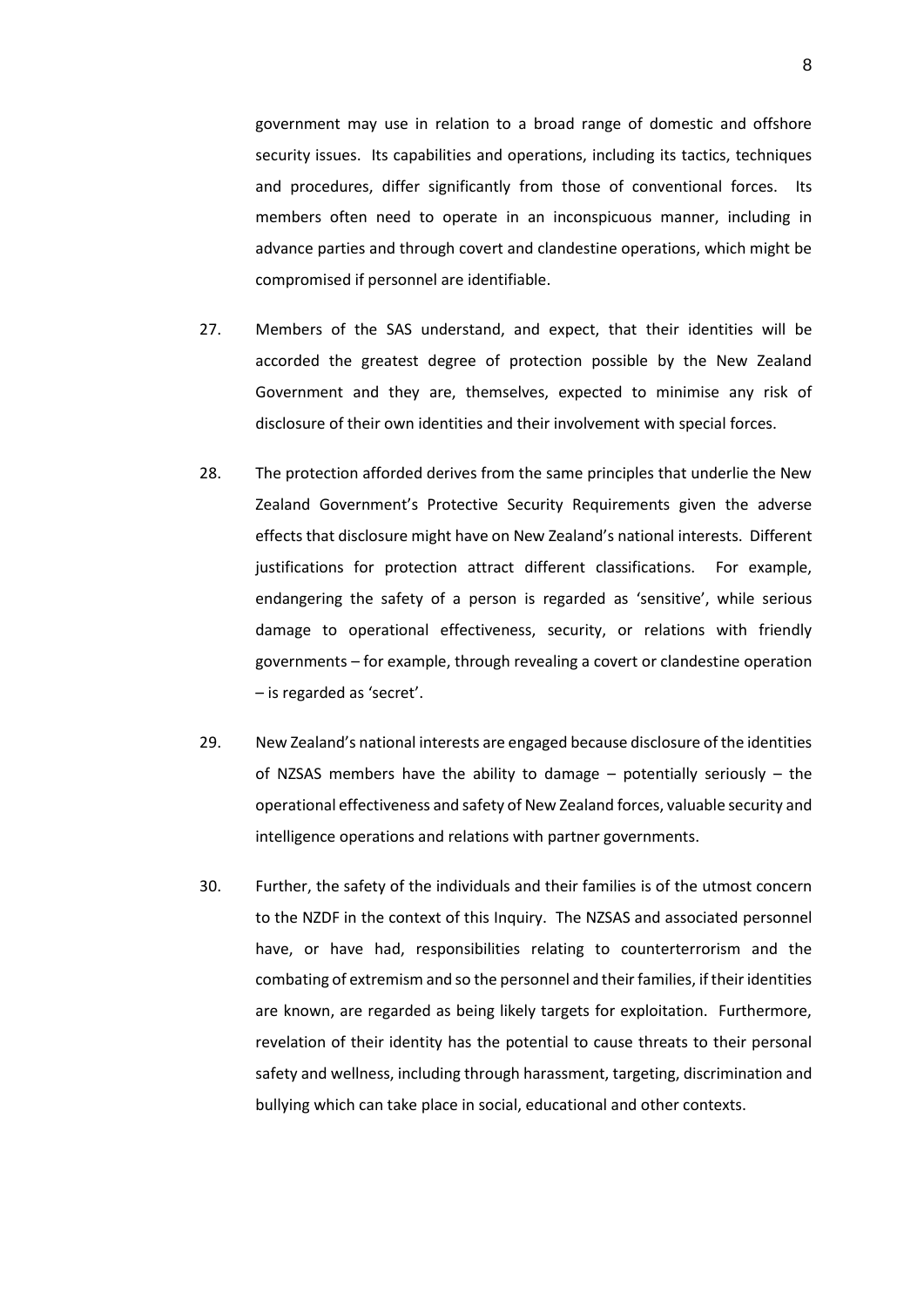government may use in relation to a broad range of domestic and offshore security issues. Its capabilities and operations, including its tactics, techniques and procedures, differ significantly from those of conventional forces. Its members often need to operate in an inconspicuous manner, including in advance parties and through covert and clandestine operations, which might be compromised if personnel are identifiable.

27. Members of the SAS understand, and expect, that their identities will be accorded the greatest degree of protection possible by the New Zealand Government and they are, themselves, expected to minimise any risk of disclosure of their own identities and their involvement with special forces.

28. The protection afforded derives from the same principles that underlie the New Zealand Government's Protective Security Requirements given the adverse effects that disclosure might have on New Zealand's national interests. Different justifications for protection attract different classifications. For example, endangering the safety of a person is regarded as 'sensitive', while serious damage to operational effectiveness, security, or relations with friendly governments – for example, through revealing a covert or clandestine operation – is regarded as 'secret'.

29. New Zealand's national interests are engaged because disclosure of the identities of NZSAS members have the ability to damage – potentially seriously – the operational effectiveness and safety of New Zealand forces, valuable security and intelligence operations and relations with partner governments.

30. Further, the safety of the individuals and their families is of the utmost concern to the NZDF in the context of this Inquiry. The NZSAS and associated personnel have, or have had, responsibilities relating to counterterrorism and the combating of extremism and so the personnel and their families, if their identities are known, are regarded as being likely targets for exploitation. Furthermore, revelation of their identity has the potential to cause threats to their personal safety and wellness, including through harassment, targeting, discrimination and bullying which can take place in social, educational and other contexts.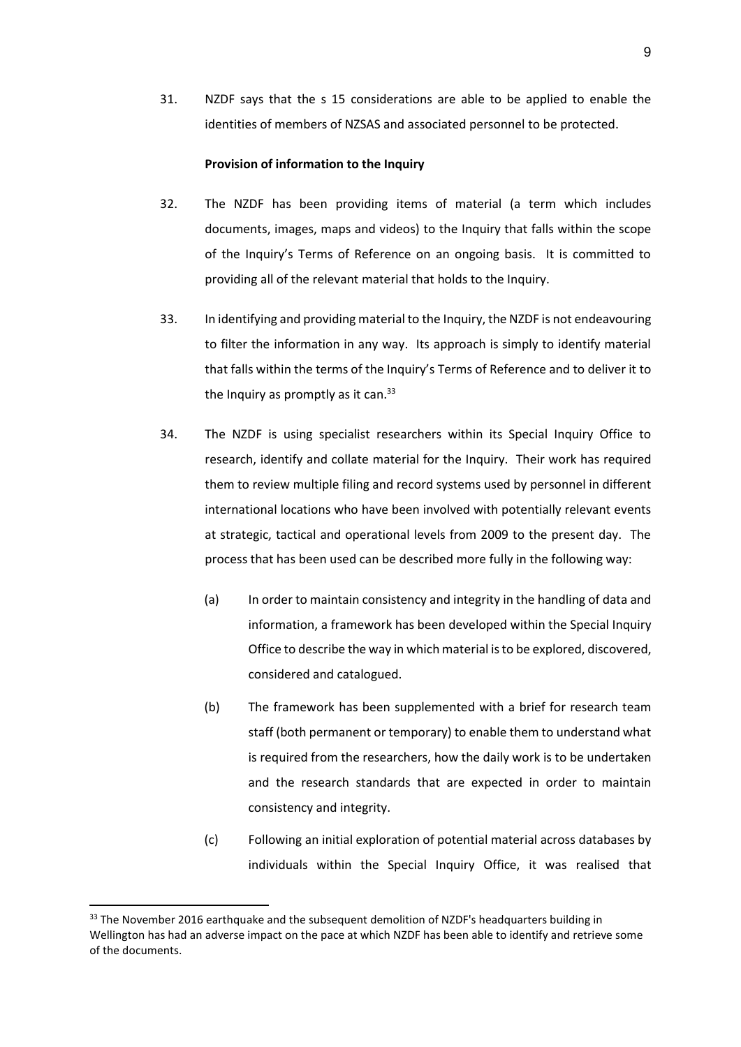31. NZDF says that the s 15 considerations are able to be applied to enable the identities of members of NZSAS and associated personnel to be protected.

**Provision of information to the Inquiry**

32. The NZDF has been providing items of material (a term which includes documents, images, maps and videos) to the Inquiry that falls within the scope of the Inquiry's Terms of Reference on an ongoing basis. It is committed to providing all of the relevant material that holds to the Inquiry.

33. In identifying and providing material to the Inquiry, the NZDF is not endeavouring to filter the information in any way. Its approach is simply to identify material that falls within the terms of the Inquiry's Terms of Reference and to deliver it to the Inquiry as promptly as it can.[33]

34. The NZDF is using specialist researchers within its Special Inquiry Office to research, identify and collate material for the Inquiry. Their work has required them to review multiple filing and record systems used by personnel in different international locations who have been involved with potentially relevant events at strategic, tactical and operational levels from 2009 to the present day. The process that has been used can be described more fully in the following way:

    (a) In order to maintain consistency and integrity in the handling of data and information, a framework has been developed within the Special Inquiry Office to describe the way in which material is to be explored, discovered, considered and catalogued.

    (b) The framework has been supplemented with a brief for research team staff (both permanent or temporary) to enable them to understand what is required from the researchers, how the daily work is to be undertaken and the research standards that are expected in order to maintain consistency and integrity.

    (c) Following an initial exploration of potential material across databases by individuals within the Special Inquiry Office, it was realised that

---

[33] The November 2016 earthquake and the subsequent demolition of NZDF's headquarters building in Wellington has had an adverse impact on the pace at which NZDF has been able to identify and retrieve some of the documents.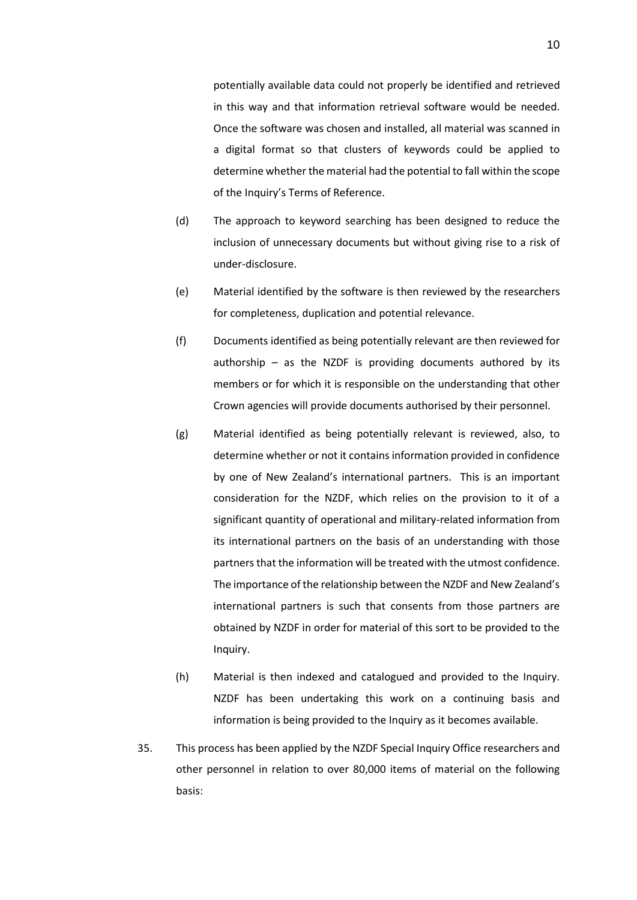potentially available data could not properly be identified and retrieved in this way and that information retrieval software would be needed. Once the software was chosen and installed, all material was scanned in a digital format so that clusters of keywords could be applied to determine whether the material had the potential to fall within the scope of the Inquiry's Terms of Reference.

(d) The approach to keyword searching has been designed to reduce the inclusion of unnecessary documents but without giving rise to a risk of under-disclosure.

(e) Material identified by the software is then reviewed by the researchers for completeness, duplication and potential relevance.

(f) Documents identified as being potentially relevant are then reviewed for authorship – as the NZDF is providing documents authored by its members or for which it is responsible on the understanding that other Crown agencies will provide documents authorised by their personnel.

(g) Material identified as being potentially relevant is reviewed, also, to determine whether or not it contains information provided in confidence by one of New Zealand's international partners. This is an important consideration for the NZDF, which relies on the provision to it of a significant quantity of operational and military-related information from its international partners on the basis of an understanding with those partners that the information will be treated with the utmost confidence. The importance of the relationship between the NZDF and New Zealand's international partners is such that consents from those partners are obtained by NZDF in order for material of this sort to be provided to the Inquiry.

(h) Material is then indexed and catalogued and provided to the Inquiry. NZDF has been undertaking this work on a continuing basis and information is being provided to the Inquiry as it becomes available.

35. This process has been applied by the NZDF Special Inquiry Office researchers and other personnel in relation to over 80,000 items of material on the following basis: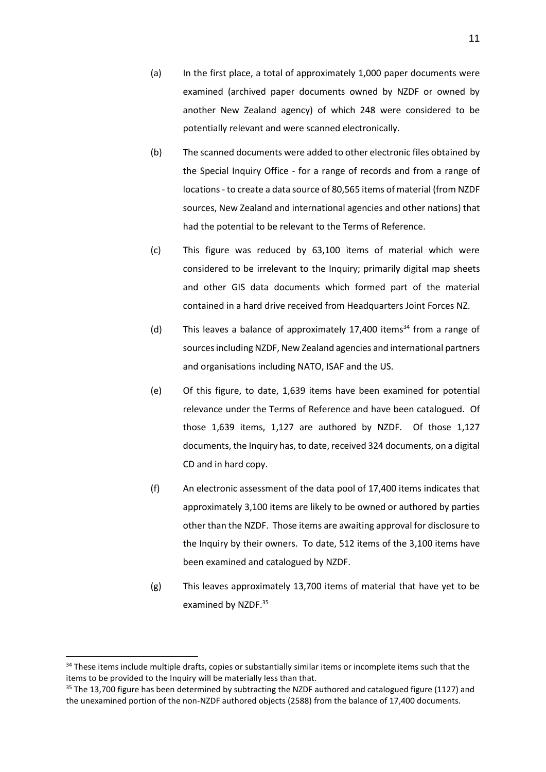(a) In the first place, a total of approximately 1,000 paper documents were examined (archived paper documents owned by NZDF or owned by another New Zealand agency) of which 248 were considered to be potentially relevant and were scanned electronically.

(b) The scanned documents were added to other electronic files obtained by the Special Inquiry Office - for a range of records and from a range of locations - to create a data source of 80,565 items of material (from NZDF sources, New Zealand and international agencies and other nations) that had the potential to be relevant to the Terms of Reference.

(c) This figure was reduced by 63,100 items of material which were considered to be irrelevant to the Inquiry; primarily digital map sheets and other GIS data documents which formed part of the material contained in a hard drive received from Headquarters Joint Forces NZ.

(d) This leaves a balance of approximately 17,400 items[34] from a range of sources including NZDF, New Zealand agencies and international partners and organisations including NATO, ISAF and the US.

(e) Of this figure, to date, 1,639 items have been examined for potential relevance under the Terms of Reference and have been catalogued. Of those 1,639 items, 1,127 are authored by NZDF. Of those 1,127 documents, the Inquiry has, to date, received 324 documents, on a digital CD and in hard copy.

(f) An electronic assessment of the data pool of 17,400 items indicates that approximately 3,100 items are likely to be owned or authored by parties other than the NZDF. Those items are awaiting approval for disclosure to the Inquiry by their owners. To date, 512 items of the 3,100 items have been examined and catalogued by NZDF.

(g) This leaves approximately 13,700 items of material that have yet to be examined by NZDF.[35]

---

[34] These items include multiple drafts, copies or substantially similar items or incomplete items such that the items to be provided to the Inquiry will be materially less than that.

[35] The 13,700 figure has been determined by subtracting the NZDF authored and catalogued figure (1127) and the unexamined portion of the non-NZDF authored objects (2588) from the balance of 17,400 documents.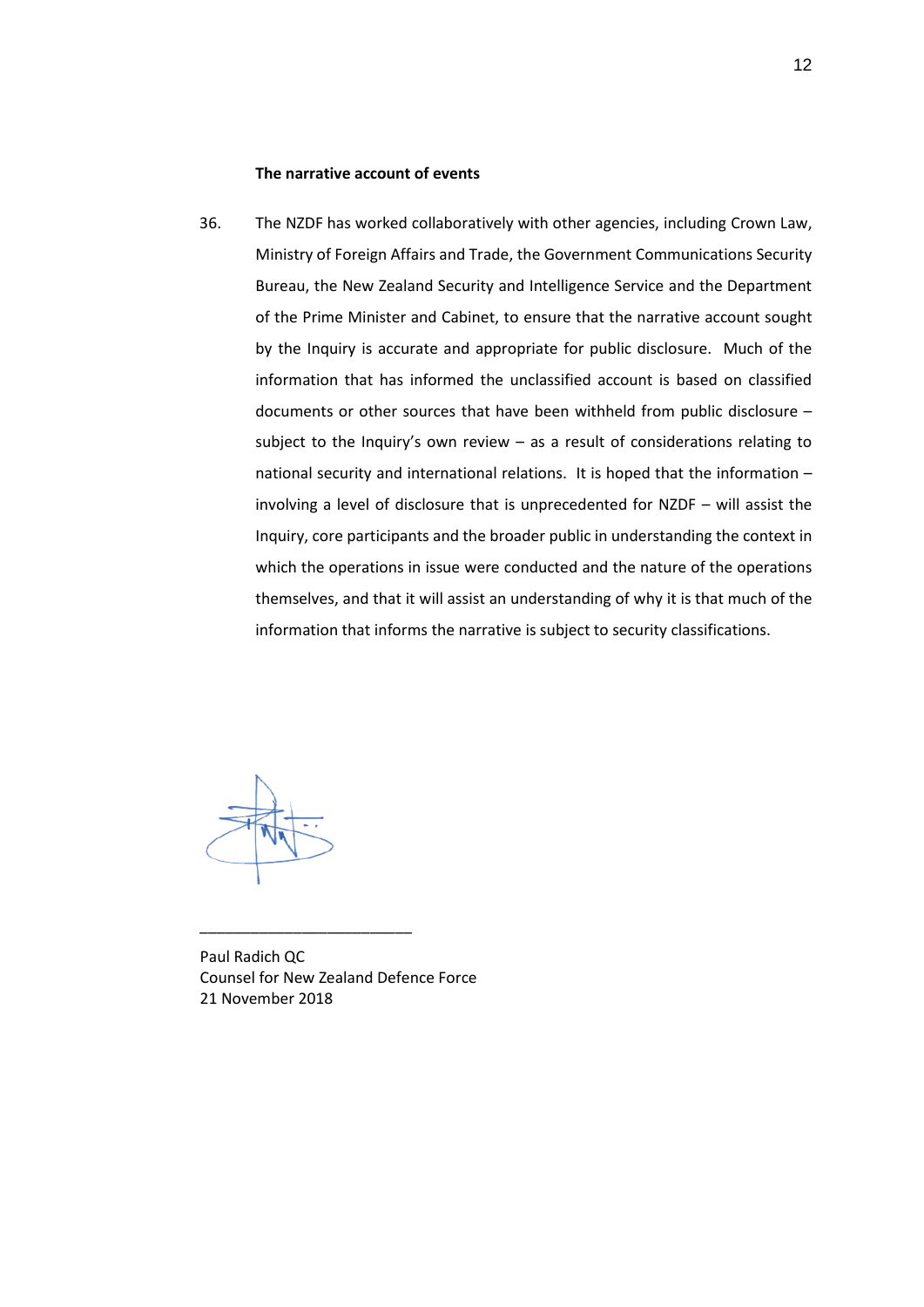**The narrative account of events**

36. The NZDF has worked collaboratively with other agencies, including Crown Law, Ministry of Foreign Affairs and Trade, the Government Communications Security Bureau, the New Zealand Security and Intelligence Service and the Department of the Prime Minister and Cabinet, to ensure that the narrative account sought by the Inquiry is accurate and appropriate for public disclosure. Much of the information that has informed the unclassified account is based on classified documents or other sources that have been withheld from public disclosure – subject to the Inquiry's own review – as a result of considerations relating to national security and international relations. It is hoped that the information – involving a level of disclosure that is unprecedented for NZDF – will assist the Inquiry, core participants and the broader public in understanding the context in which the operations in issue were conducted and the nature of the operations themselves, and that it will assist an understanding of why it is that much of the information that informs the narrative is subject to security classifications.

\_\_\_\_\_\_\_\_\_\_\_\_\_\_\_\_\_\_\_\_\_\_\_\_\_\_\_

Paul Radich QC
Counsel for New Zealand Defence Force
21 November 2018